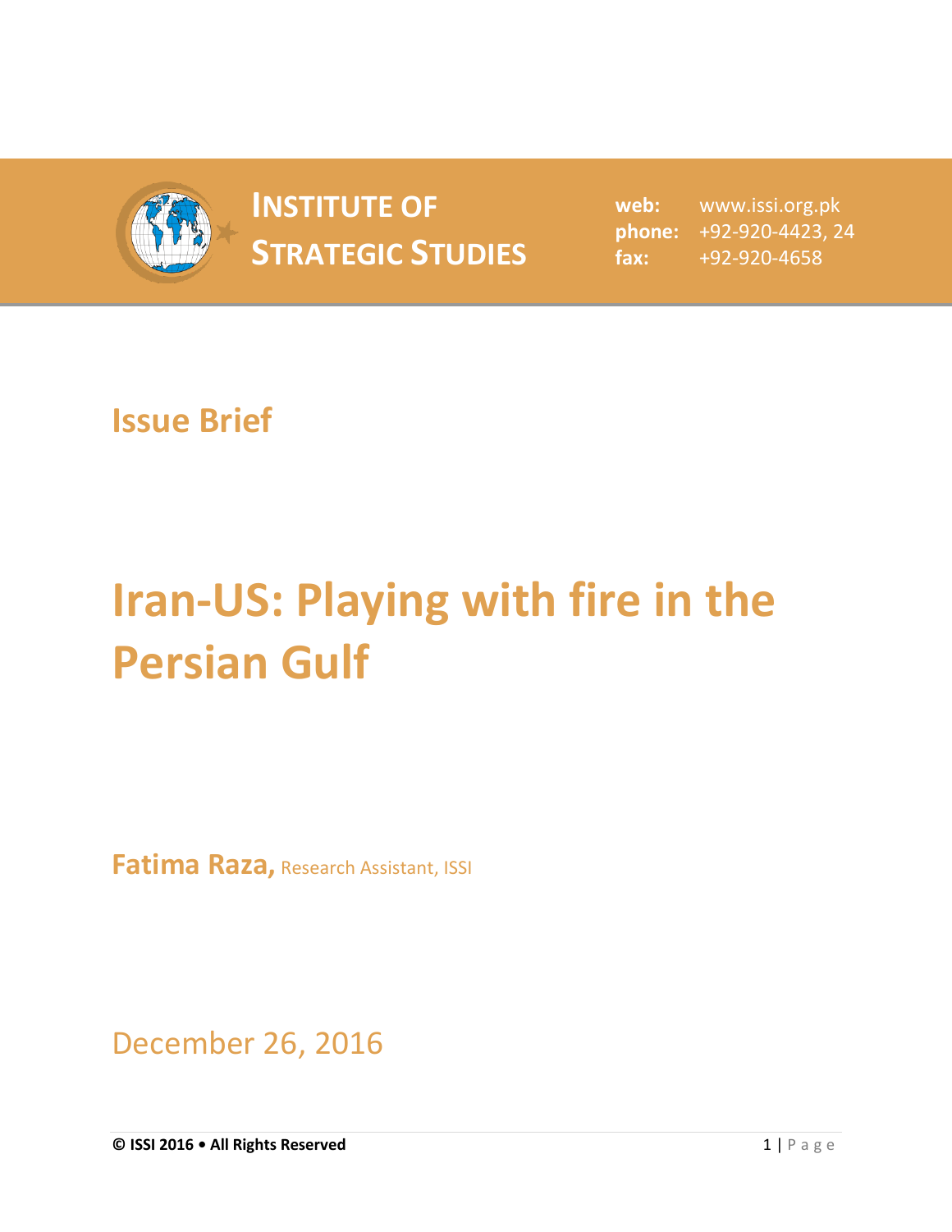# INSTITUTE OF STRATEGIC STUDIES

**web:** www.issi.org.pk
**phone:** +92-920-4423, 24
**fax:** +92-920-4658

## Issue Brief

# Iran-US: Playing with fire in the Persian Gulf

**Fatima Raza,** Research Assistant, ISSI

December 26, 2016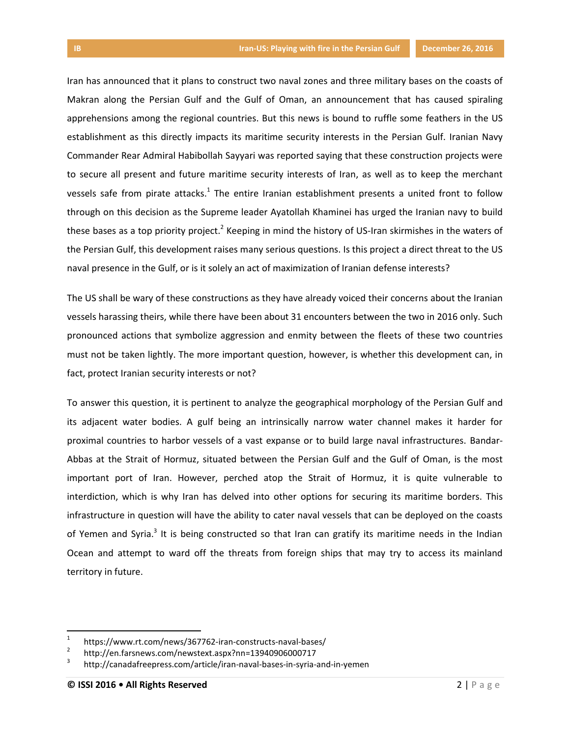Iran has announced that it plans to construct two naval zones and three military bases on the coasts of Makran along the Persian Gulf and the Gulf of Oman, an announcement that has caused spiraling apprehensions among the regional countries. But this news is bound to ruffle some feathers in the US establishment as this directly impacts its maritime security interests in the Persian Gulf. Iranian Navy Commander Rear Admiral Habibollah Sayyari was reported saying that these construction projects were to secure all present and future maritime security interests of Iran, as well as to keep the merchant vessels safe from pirate attacks.[1] The entire Iranian establishment presents a united front to follow through on this decision as the Supreme leader Ayatollah Khaminei has urged the Iranian navy to build these bases as a top priority project.[2] Keeping in mind the history of US-Iran skirmishes in the waters of the Persian Gulf, this development raises many serious questions. Is this project a direct threat to the US naval presence in the Gulf, or is it solely an act of maximization of Iranian defense interests?

The US shall be wary of these constructions as they have already voiced their concerns about the Iranian vessels harassing theirs, while there have been about 31 encounters between the two in 2016 only. Such pronounced actions that symbolize aggression and enmity between the fleets of these two countries must not be taken lightly. The more important question, however, is whether this development can, in fact, protect Iranian security interests or not?

To answer this question, it is pertinent to analyze the geographical morphology of the Persian Gulf and its adjacent water bodies. A gulf being an intrinsically narrow water channel makes it harder for proximal countries to harbor vessels of a vast expanse or to build large naval infrastructures. Bandar-Abbas at the Strait of Hormuz, situated between the Persian Gulf and the Gulf of Oman, is the most important port of Iran. However, perched atop the Strait of Hormuz, it is quite vulnerable to interdiction, which is why Iran has delved into other options for securing its maritime borders. This infrastructure in question will have the ability to cater naval vessels that can be deployed on the coasts of Yemen and Syria.[3] It is being constructed so that Iran can gratify its maritime needs in the Indian Ocean and attempt to ward off the threats from foreign ships that may try to access its mainland territory in future.

---

[1] https://www.rt.com/news/367762-iran-constructs-naval-bases/

[2] http://en.farsnews.com/newstext.aspx?nn=13940906000717

[3] http://canadafreepress.com/article/iran-naval-bases-in-syria-and-in-yemen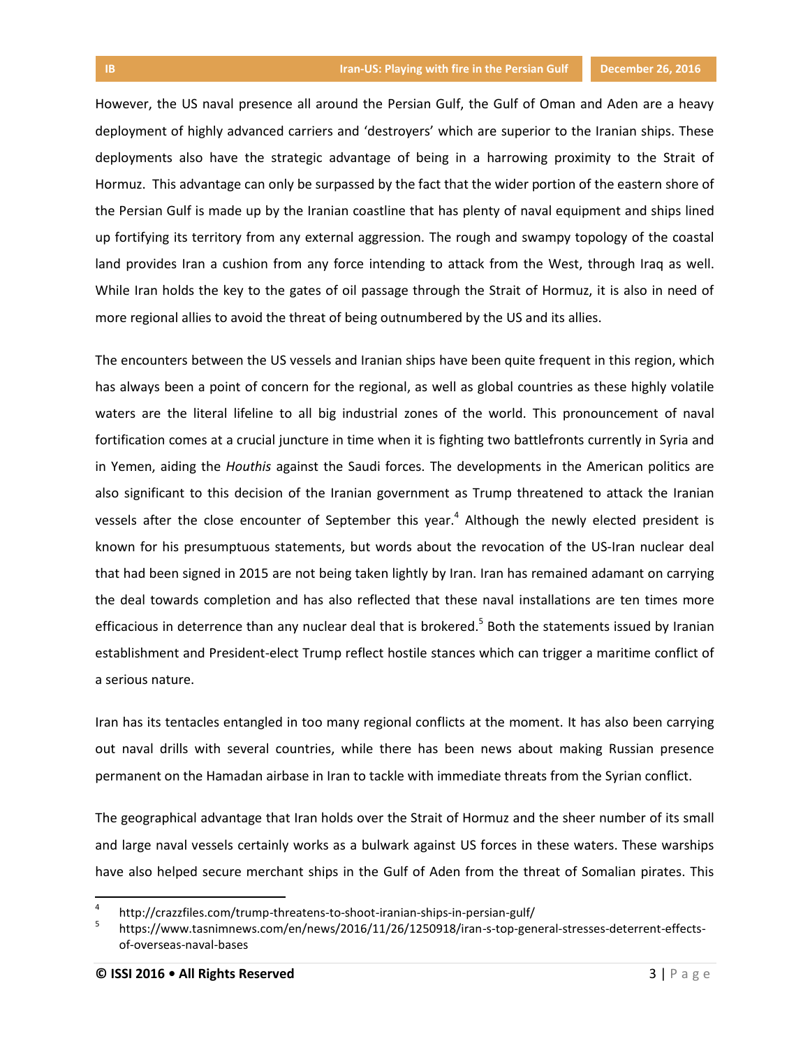However, the US naval presence all around the Persian Gulf, the Gulf of Oman and Aden are a heavy deployment of highly advanced carriers and 'destroyers' which are superior to the Iranian ships. These deployments also have the strategic advantage of being in a harrowing proximity to the Strait of Hormuz. This advantage can only be surpassed by the fact that the wider portion of the eastern shore of the Persian Gulf is made up by the Iranian coastline that has plenty of naval equipment and ships lined up fortifying its territory from any external aggression. The rough and swampy topology of the coastal land provides Iran a cushion from any force intending to attack from the West, through Iraq as well. While Iran holds the key to the gates of oil passage through the Strait of Hormuz, it is also in need of more regional allies to avoid the threat of being outnumbered by the US and its allies.

The encounters between the US vessels and Iranian ships have been quite frequent in this region, which has always been a point of concern for the regional, as well as global countries as these highly volatile waters are the literal lifeline to all big industrial zones of the world. This pronouncement of naval fortification comes at a crucial juncture in time when it is fighting two battlefronts currently in Syria and in Yemen, aiding the *Houthis* against the Saudi forces. The developments in the American politics are also significant to this decision of the Iranian government as Trump threatened to attack the Iranian vessels after the close encounter of September this year.[4] Although the newly elected president is known for his presumptuous statements, but words about the revocation of the US-Iran nuclear deal that had been signed in 2015 are not being taken lightly by Iran. Iran has remained adamant on carrying the deal towards completion and has also reflected that these naval installations are ten times more efficacious in deterrence than any nuclear deal that is brokered.[5] Both the statements issued by Iranian establishment and President-elect Trump reflect hostile stances which can trigger a maritime conflict of a serious nature.

Iran has its tentacles entangled in too many regional conflicts at the moment. It has also been carrying out naval drills with several countries, while there has been news about making Russian presence permanent on the Hamadan airbase in Iran to tackle with immediate threats from the Syrian conflict.

The geographical advantage that Iran holds over the Strait of Hormuz and the sheer number of its small and large naval vessels certainly works as a bulwark against US forces in these waters. These warships have also helped secure merchant ships in the Gulf of Aden from the threat of Somalian pirates. This

---

[4] http://crazzfiles.com/trump-threatens-to-shoot-iranian-ships-in-persian-gulf/

[5] https://www.tasnimnews.com/en/news/2016/11/26/1250918/iran-s-top-general-stresses-deterrent-effects-of-overseas-naval-bases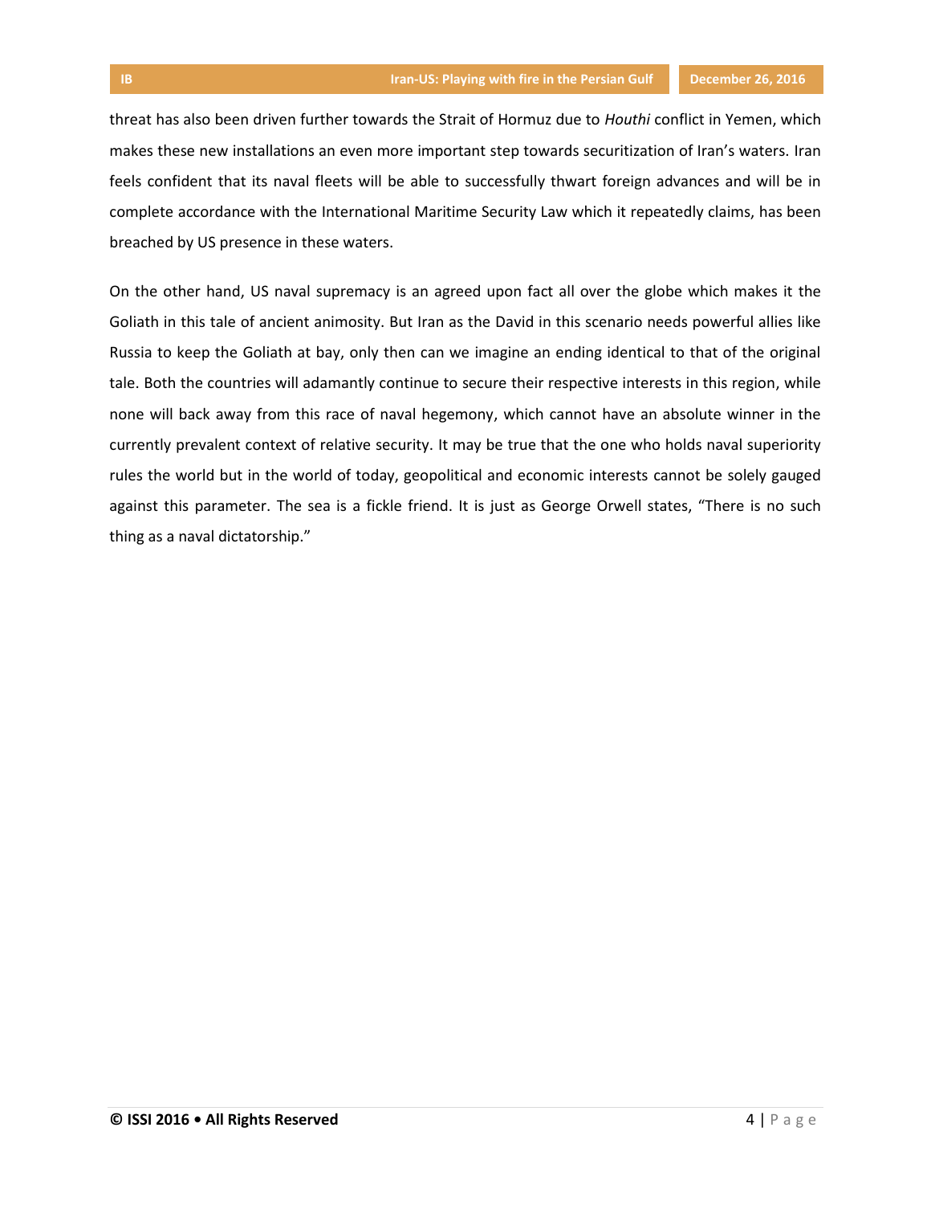threat has also been driven further towards the Strait of Hormuz due to *Houthi* conflict in Yemen, which makes these new installations an even more important step towards securitization of Iran's waters. Iran feels confident that its naval fleets will be able to successfully thwart foreign advances and will be in complete accordance with the International Maritime Security Law which it repeatedly claims, has been breached by US presence in these waters.

On the other hand, US naval supremacy is an agreed upon fact all over the globe which makes it the Goliath in this tale of ancient animosity. But Iran as the David in this scenario needs powerful allies like Russia to keep the Goliath at bay, only then can we imagine an ending identical to that of the original tale. Both the countries will adamantly continue to secure their respective interests in this region, while none will back away from this race of naval hegemony, which cannot have an absolute winner in the currently prevalent context of relative security. It may be true that the one who holds naval superiority rules the world but in the world of today, geopolitical and economic interests cannot be solely gauged against this parameter. The sea is a fickle friend. It is just as George Orwell states, "There is no such thing as a naval dictatorship."